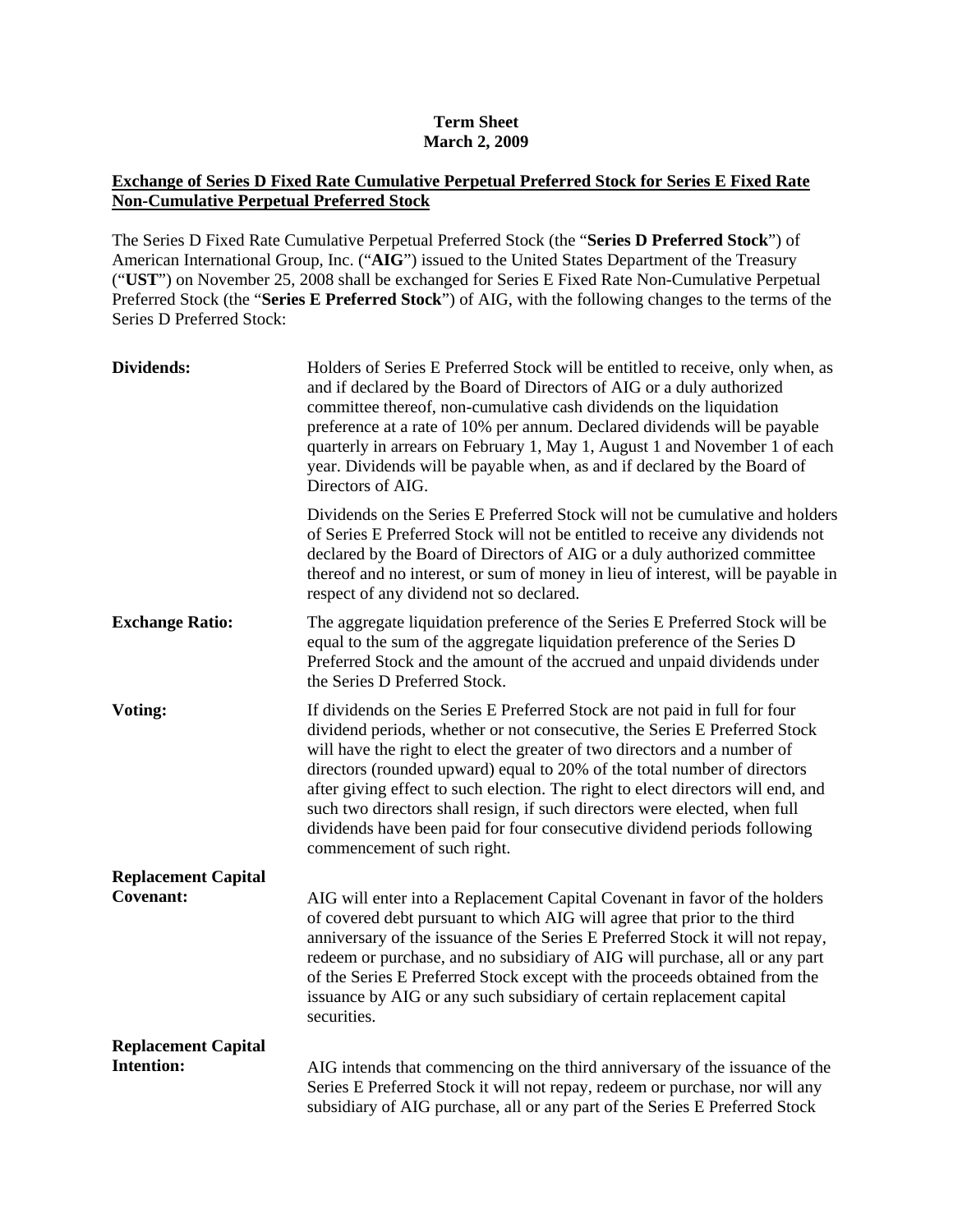**Term Sheet**
**March 2, 2009**

**Exchange of Series D Fixed Rate Cumulative Perpetual Preferred Stock for Series E Fixed Rate Non-Cumulative Perpetual Preferred Stock**

The Series D Fixed Rate Cumulative Perpetual Preferred Stock (the "**Series D Preferred Stock**") of American International Group, Inc. ("**AIG**") issued to the United States Department of the Treasury ("**UST**") on November 25, 2008 shall be exchanged for Series E Fixed Rate Non-Cumulative Perpetual Preferred Stock (the "**Series E Preferred Stock**") of AIG, with the following changes to the terms of the Series D Preferred Stock:

| | |
|---|---|
| **Dividends:** | Holders of Series E Preferred Stock will be entitled to receive, only when, as and if declared by the Board of Directors of AIG or a duly authorized committee thereof, non-cumulative cash dividends on the liquidation preference at a rate of 10% per annum. Declared dividends will be payable quarterly in arrears on February 1, May 1, August 1 and November 1 of each year. Dividends will be payable when, as and if declared by the Board of Directors of AIG.<br><br>Dividends on the Series E Preferred Stock will not be cumulative and holders of Series E Preferred Stock will not be entitled to receive any dividends not declared by the Board of Directors of AIG or a duly authorized committee thereof and no interest, or sum of money in lieu of interest, will be payable in respect of any dividend not so declared. |
| **Exchange Ratio:** | The aggregate liquidation preference of the Series E Preferred Stock will be equal to the sum of the aggregate liquidation preference of the Series D Preferred Stock and the amount of the accrued and unpaid dividends under the Series D Preferred Stock. |
| **Voting:** | If dividends on the Series E Preferred Stock are not paid in full for four dividend periods, whether or not consecutive, the Series E Preferred Stock will have the right to elect the greater of two directors and a number of directors (rounded upward) equal to 20% of the total number of directors after giving effect to such election. The right to elect directors will end, and such two directors shall resign, if such directors were elected, when full dividends have been paid for four consecutive dividend periods following commencement of such right. |
| **Replacement Capital Covenant:** | AIG will enter into a Replacement Capital Covenant in favor of the holders of covered debt pursuant to which AIG will agree that prior to the third anniversary of the issuance of the Series E Preferred Stock it will not repay, redeem or purchase, and no subsidiary of AIG will purchase, all or any part of the Series E Preferred Stock except with the proceeds obtained from the issuance by AIG or any such subsidiary of certain replacement capital securities. |
| **Replacement Capital Intention:** | AIG intends that commencing on the third anniversary of the issuance of the Series E Preferred Stock it will not repay, redeem or purchase, nor will any subsidiary of AIG purchase, all or any part of the Series E Preferred Stock |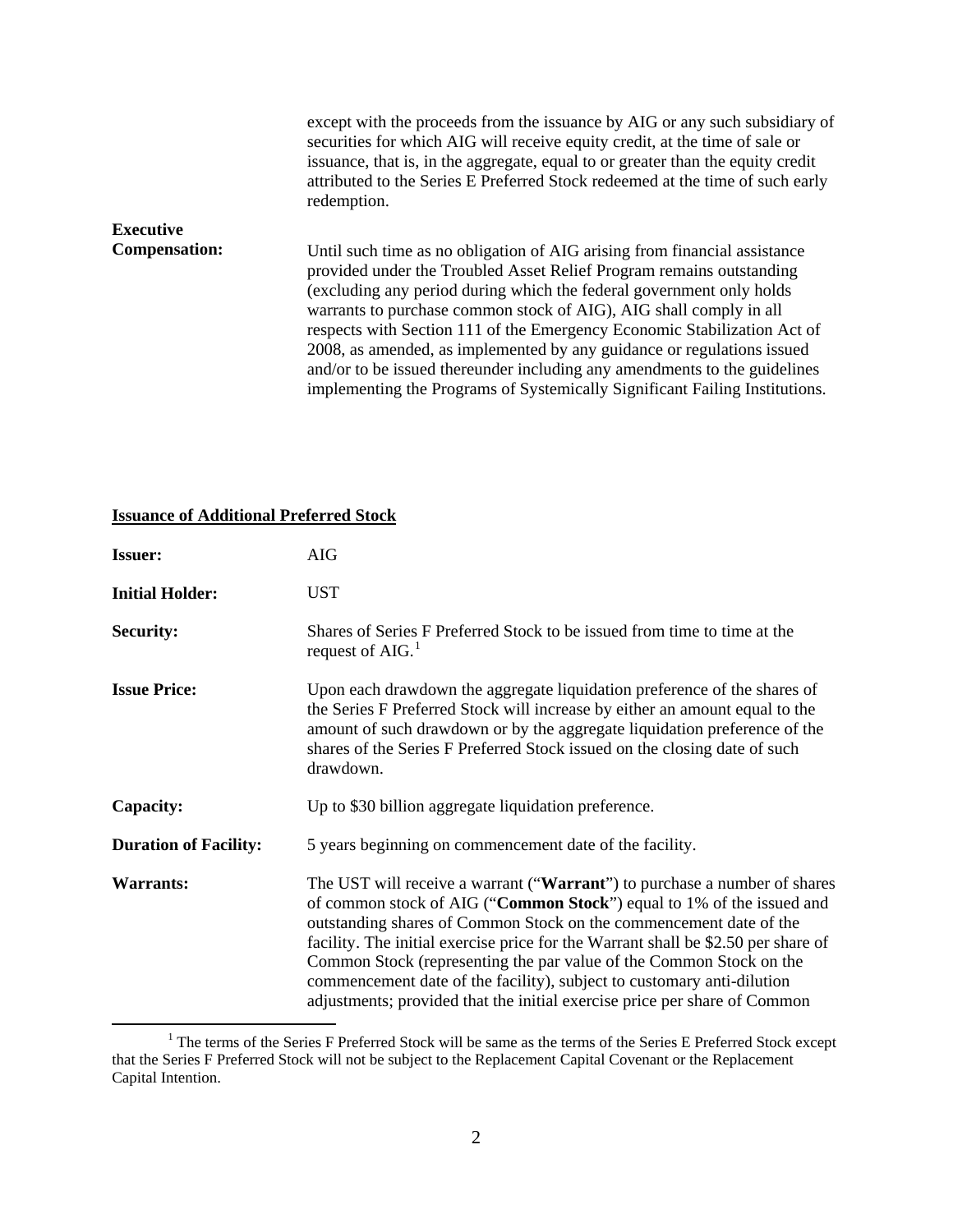| | |
|---|---|
| | except with the proceeds from the issuance by AIG or any such subsidiary of securities for which AIG will receive equity credit, at the time of sale or issuance, that is, in the aggregate, equal to or greater than the equity credit attributed to the Series E Preferred Stock redeemed at the time of such early redemption. |
| **Executive Compensation:** | Until such time as no obligation of AIG arising from financial assistance provided under the Troubled Asset Relief Program remains outstanding (excluding any period during which the federal government only holds warrants to purchase common stock of AIG), AIG shall comply in all respects with Section 111 of the Emergency Economic Stabilization Act of 2008, as amended, as implemented by any guidance or regulations issued and/or to be issued thereunder including any amendments to the guidelines implementing the Programs of Systemically Significant Failing Institutions. |

**Issuance of Additional Preferred Stock**

| | |
|---|---|
| **Issuer:** | AIG |
| **Initial Holder:** | UST |
| **Security:** | Shares of Series F Preferred Stock to be issued from time to time at the request of AIG.[1] |
| **Issue Price:** | Upon each drawdown the aggregate liquidation preference of the shares of the Series F Preferred Stock will increase by either an amount equal to the amount of such drawdown or by the aggregate liquidation preference of the shares of the Series F Preferred Stock issued on the closing date of such drawdown. |
| **Capacity:** | Up to $30 billion aggregate liquidation preference. |
| **Duration of Facility:** | 5 years beginning on commencement date of the facility. |
| **Warrants:** | The UST will receive a warrant ("**Warrant**") to purchase a number of shares of common stock of AIG ("**Common Stock**") equal to 1% of the issued and outstanding shares of Common Stock on the commencement date of the facility. The initial exercise price for the Warrant shall be $2.50 per share of Common Stock (representing the par value of the Common Stock on the commencement date of the facility), subject to customary anti-dilution adjustments; provided that the initial exercise price per share of Common |

[1] The terms of the Series F Preferred Stock will be same as the terms of the Series E Preferred Stock except that the Series F Preferred Stock will not be subject to the Replacement Capital Covenant or the Replacement Capital Intention.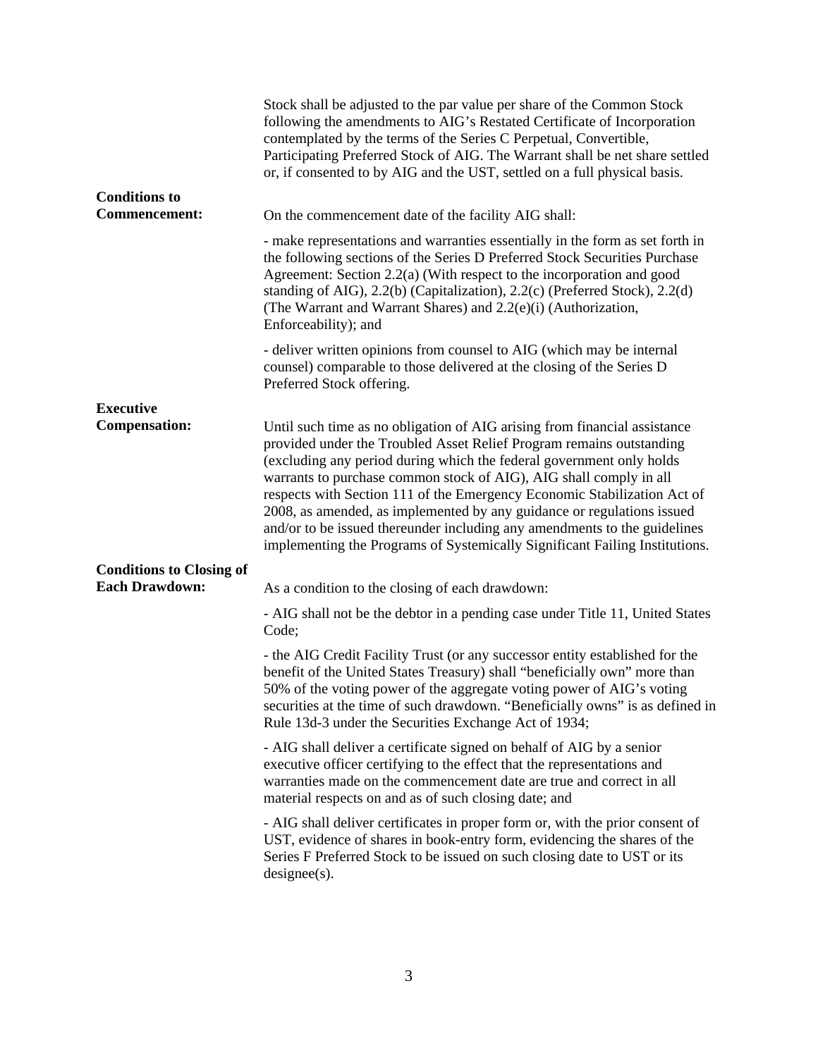Stock shall be adjusted to the par value per share of the Common Stock following the amendments to AIG's Restated Certificate of Incorporation contemplated by the terms of the Series C Perpetual, Convertible, Participating Preferred Stock of AIG. The Warrant shall be net share settled or, if consented to by AIG and the UST, settled on a full physical basis.

**Conditions to Commencement:**

On the commencement date of the facility AIG shall:

- make representations and warranties essentially in the form as set forth in the following sections of the Series D Preferred Stock Securities Purchase Agreement: Section 2.2(a) (With respect to the incorporation and good standing of AIG), 2.2(b) (Capitalization), 2.2(c) (Preferred Stock), 2.2(d) (The Warrant and Warrant Shares) and 2.2(e)(i) (Authorization, Enforceability); and

- deliver written opinions from counsel to AIG (which may be internal counsel) comparable to those delivered at the closing of the Series D Preferred Stock offering.

**Executive Compensation:**

Until such time as no obligation of AIG arising from financial assistance provided under the Troubled Asset Relief Program remains outstanding (excluding any period during which the federal government only holds warrants to purchase common stock of AIG), AIG shall comply in all respects with Section 111 of the Emergency Economic Stabilization Act of 2008, as amended, as implemented by any guidance or regulations issued and/or to be issued thereunder including any amendments to the guidelines implementing the Programs of Systemically Significant Failing Institutions.

**Conditions to Closing of Each Drawdown:**

As a condition to the closing of each drawdown:

- AIG shall not be the debtor in a pending case under Title 11, United States Code;

- the AIG Credit Facility Trust (or any successor entity established for the benefit of the United States Treasury) shall "beneficially own" more than 50% of the voting power of the aggregate voting power of AIG's voting securities at the time of such drawdown. "Beneficially owns" is as defined in Rule 13d-3 under the Securities Exchange Act of 1934;

- AIG shall deliver a certificate signed on behalf of AIG by a senior executive officer certifying to the effect that the representations and warranties made on the commencement date are true and correct in all material respects on and as of such closing date; and

- AIG shall deliver certificates in proper form or, with the prior consent of UST, evidence of shares in book-entry form, evidencing the shares of the Series F Preferred Stock to be issued on such closing date to UST or its designee(s).